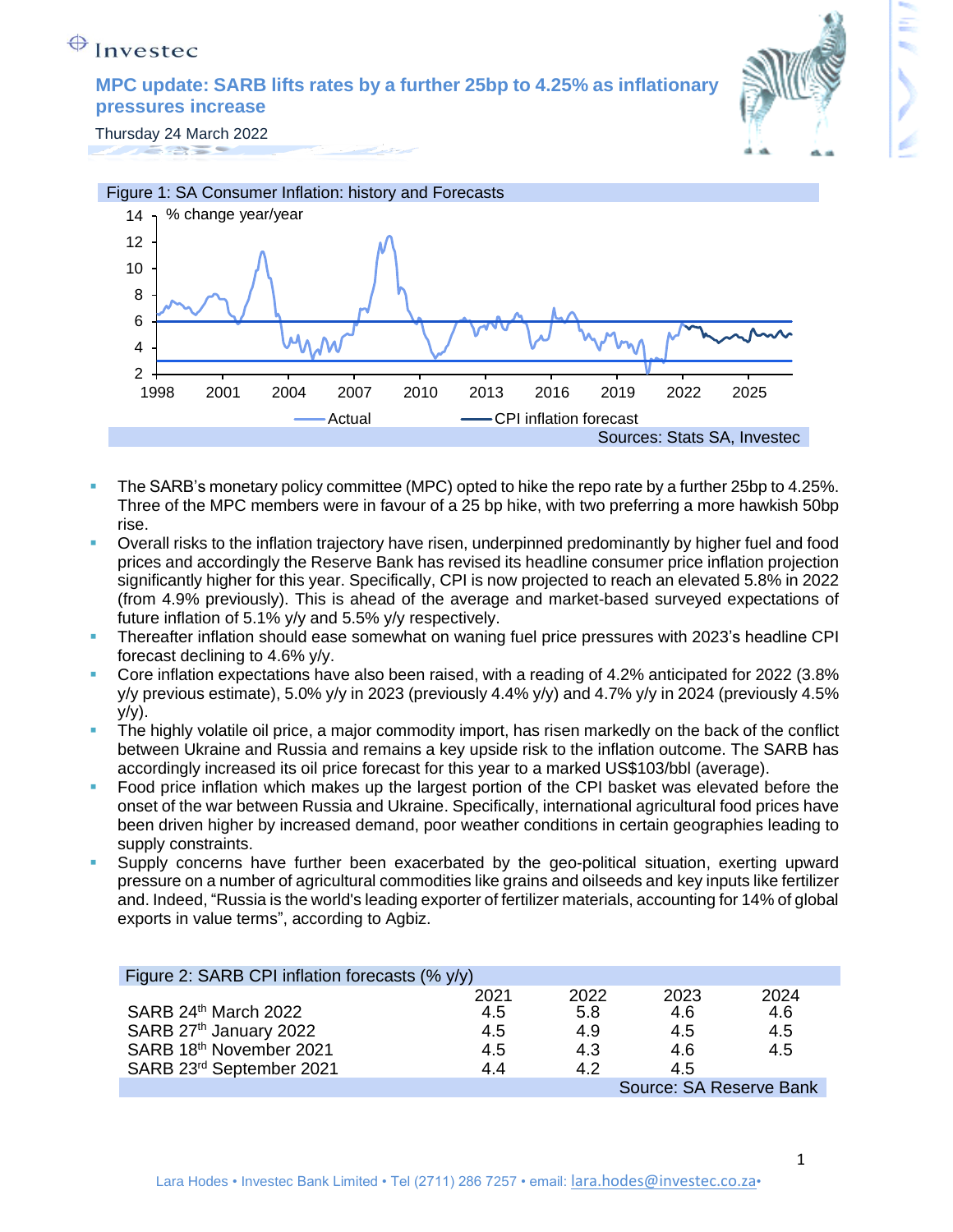# MPC update: SARB lifts rates by a further 25bp to 4.25% as inflationary pressures increase

Thursday 24 March 2022

Figure 1: SA Consumer Inflation: history and Forecasts

Sources: Stats SA, Investec

- The SARB's monetary policy committee (MPC) opted to hike the repo rate by a further 25bp to 4.25%. Three of the MPC members were in favour of a 25 bp hike, with two preferring a more hawkish 50bp rise.
- Overall risks to the inflation trajectory have risen, underpinned predominantly by higher fuel and food prices and accordingly the Reserve Bank has revised its headline consumer price inflation projection significantly higher for this year. Specifically, CPI is now projected to reach an elevated 5.8% in 2022 (from 4.9% previously). This is ahead of the average and market-based surveyed expectations of future inflation of 5.1% y/y and 5.5% y/y respectively.
- Thereafter inflation should ease somewhat on waning fuel price pressures with 2023's headline CPI forecast declining to 4.6% y/y.
- Core inflation expectations have also been raised, with a reading of 4.2% anticipated for 2022 (3.8% y/y previous estimate), 5.0% y/y in 2023 (previously 4.4% y/y) and 4.7% y/y in 2024 (previously 4.5% y/y).
- The highly volatile oil price, a major commodity import, has risen markedly on the back of the conflict between Ukraine and Russia and remains a key upside risk to the inflation outcome. The SARB has accordingly increased its oil price forecast for this year to a marked US$103/bbl (average).
- Food price inflation which makes up the largest portion of the CPI basket was elevated before the onset of the war between Russia and Ukraine. Specifically, international agricultural food prices have been driven higher by increased demand, poor weather conditions in certain geographies leading to supply constraints.
- Supply concerns have further been exacerbated by the geo-political situation, exerting upward pressure on a number of agricultural commodities like grains and oilseeds and key inputs like fertilizer and. Indeed, "Russia is the world's leading exporter of fertilizer materials, accounting for 14% of global exports in value terms", according to Agbiz.

Figure 2: SARB CPI inflation forecasts (% y/y)

| | 2021 | 2022 | 2023 | 2024 |
|---|---|---|---|---|
| SARB 24th March 2022 | 4.5 | 5.8 | 4.6 | 4.6 |
| SARB 27th January 2022 | 4.5 | 4.9 | 4.5 | 4.5 |
| SARB 18th November 2021 | 4.5 | 4.3 | 4.6 | 4.5 |
| SARB 23rd September 2021 | 4.4 | 4.2 | 4.5 | |

Source: SA Reserve Bank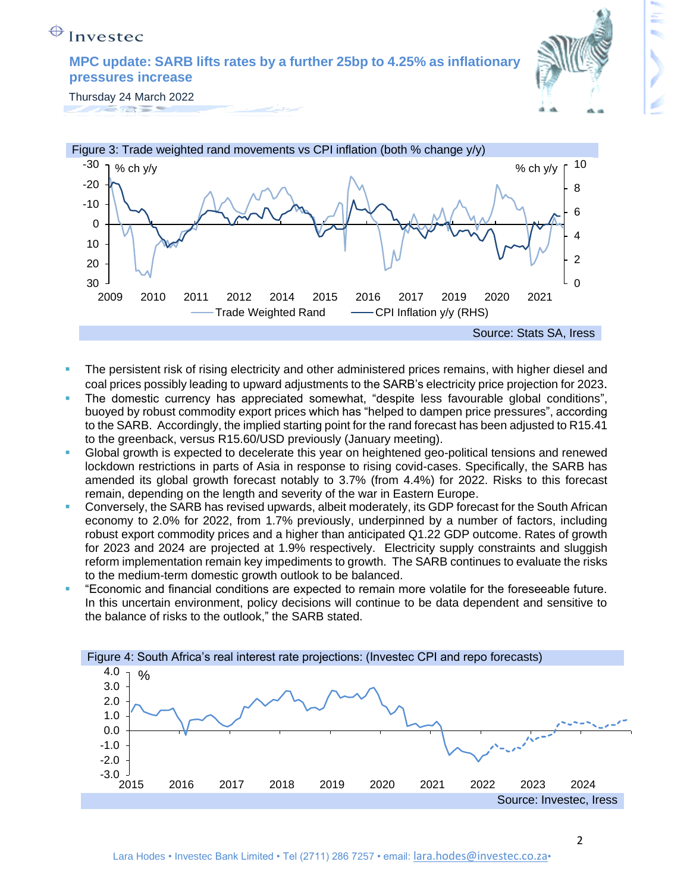Figure 3: Trade weighted rand movements vs CPI inflation (both % change y/y)

Source: Stats SA, Iress

- The persistent risk of rising electricity and other administered prices remains, with higher diesel and coal prices possibly leading to upward adjustments to the SARB's electricity price projection for 2023.
- The domestic currency has appreciated somewhat, "despite less favourable global conditions", buoyed by robust commodity export prices which has "helped to dampen price pressures", according to the SARB. Accordingly, the implied starting point for the rand forecast has been adjusted to R15.41 to the greenback, versus R15.60/USD previously (January meeting).
- Global growth is expected to decelerate this year on heightened geo-political tensions and renewed lockdown restrictions in parts of Asia in response to rising covid-cases. Specifically, the SARB has amended its global growth forecast notably to 3.7% (from 4.4%) for 2022. Risks to this forecast remain, depending on the length and severity of the war in Eastern Europe.
- Conversely, the SARB has revised upwards, albeit moderately, its GDP forecast for the South African economy to 2.0% for 2022, from 1.7% previously, underpinned by a number of factors, including robust export commodity prices and a higher than anticipated Q1.22 GDP outcome. Rates of growth for 2023 and 2024 are projected at 1.9% respectively. Electricity supply constraints and sluggish reform implementation remain key impediments to growth. The SARB continues to evaluate the risks to the medium-term domestic growth outlook to be balanced.
- "Economic and financial conditions are expected to remain more volatile for the foreseeable future. In this uncertain environment, policy decisions will continue to be data dependent and sensitive to the balance of risks to the outlook," the SARB stated.

Figure 4: South Africa's real interest rate projections: (Investec CPI and repo forecasts)

Source: Investec, Iress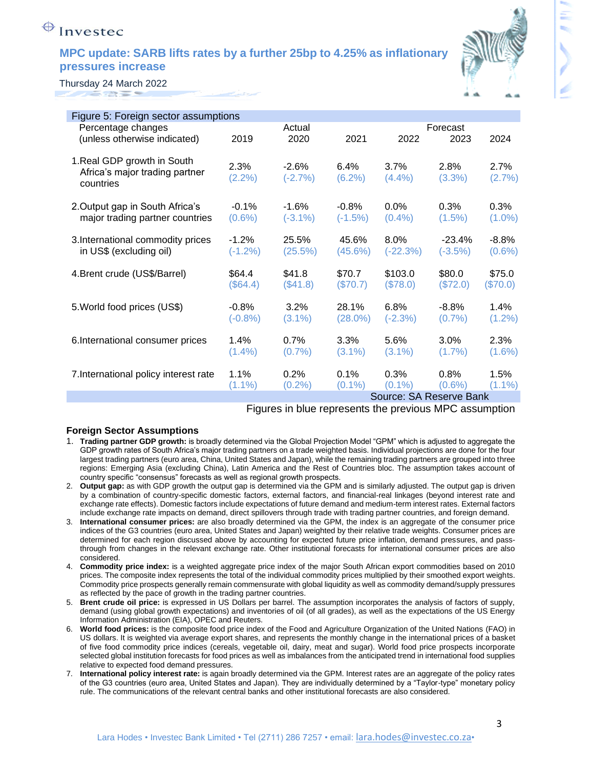# MPC update: SARB lifts rates by a further 25bp to 4.25% as inflationary pressures increase

Thursday 24 March 2022

**Figure 5: Foreign sector assumptions**

| Percentage changes (unless otherwise indicated) | Actual 2019 | 2020 | 2021 | Forecast 2022 | 2023 | 2024 |
|---|---|---|---|---|---|---|
| 1.Real GDP growth in South Africa's major trading partner countries | 2.3% (2.2%) | -2.6% (-2.7%) | 6.4% (6.2%) | 3.7% (4.4%) | 2.8% (3.3%) | 2.7% (2.7%) |
| 2.Output gap in South Africa's major trading partner countries | -0.1% (0.6%) | -1.6% (-3.1%) | -0.8% (-1.5%) | 0.0% (0.4%) | 0.3% (1.5%) | 0.3% (1.0%) |
| 3.International commodity prices in US$ (excluding oil) | -1.2% (-1.2%) | 25.5% (25.5%) | 45.6% (45.6%) | 8.0% (-22.3%) | -23.4% (-3.5%) | -8.8% (0.6%) |
| 4.Brent crude (US$/Barrel) | $64.4 ($64.4) | $41.8 ($41.8) | $70.7 ($70.7) | $103.0 ($78.0) | $80.0 ($72.0) | $75.0 ($70.0) |
| 5.World food prices (US$) | -0.8% (-0.8%) | 3.2% (3.1%) | 28.1% (28.0%) | 6.8% (-2.3%) | -8.8% (0.7%) | 1.4% (1.2%) |
| 6.International consumer prices | 1.4% (1.4%) | 0.7% (0.7%) | 3.3% (3.1%) | 5.6% (3.1%) | 3.0% (1.7%) | 2.3% (1.6%) |
| 7.International policy interest rate | 1.1% (1.1%) | 0.2% (0.2%) | 0.1% (0.1%) | 0.3% (0.1%) | 0.8% (0.6%) | 1.5% (1.1%) |

Source: SA Reserve Bank

Figures in blue represents the previous MPC assumption

**Foreign Sector Assumptions**

1. **Trading partner GDP growth:** is broadly determined via the Global Projection Model "GPM" which is adjusted to aggregate the GDP growth rates of South Africa's major trading partners on a trade weighted basis. Individual projections are done for the four largest trading partners (euro area, China, United States and Japan), while the remaining trading partners are grouped into three regions: Emerging Asia (excluding China), Latin America and the Rest of Countries bloc. The assumption takes account of country specific "consensus" forecasts as well as regional growth prospects.
2. **Output gap:** as with GDP growth the output gap is determined via the GPM and is similarly adjusted. The output gap is driven by a combination of country-specific domestic factors, external factors, and financial-real linkages (beyond interest rate and exchange rate effects). Domestic factors include expectations of future demand and medium-term interest rates. External factors include exchange rate impacts on demand, direct spillovers through trade with trading partner countries, and foreign demand.
3. **International consumer prices:** are also broadly determined via the GPM, the index is an aggregate of the consumer price indices of the G3 countries (euro area, United States and Japan) weighted by their relative trade weights. Consumer prices are determined for each region discussed above by accounting for expected future price inflation, demand pressures, and pass-through from changes in the relevant exchange rate. Other institutional forecasts for international consumer prices are also considered.
4. **Commodity price index:** is a weighted aggregate price index of the major South African export commodities based on 2010 prices. The composite index represents the total of the individual commodity prices multiplied by their smoothed export weights. Commodity price prospects generally remain commensurate with global liquidity as well as commodity demand/supply pressures as reflected by the pace of growth in the trading partner countries.
5. **Brent crude oil price:** is expressed in US Dollars per barrel. The assumption incorporates the analysis of factors of supply, demand (using global growth expectations) and inventories of oil (of all grades), as well as the expectations of the US Energy Information Administration (EIA), OPEC and Reuters.
6. **World food prices:** is the composite food price index of the Food and Agriculture Organization of the United Nations (FAO) in US dollars. It is weighted via average export shares, and represents the monthly change in the international prices of a basket of five food commodity price indices (cereals, vegetable oil, dairy, meat and sugar). World food price prospects incorporate selected global institution forecasts for food prices as well as imbalances from the anticipated trend in international food supplies relative to expected food demand pressures.
7. **International policy interest rate:** is again broadly determined via the GPM. Interest rates are an aggregate of the policy rates of the G3 countries (euro area, United States and Japan). They are individually determined by a "Taylor-type" monetary policy rule. The communications of the relevant central banks and other institutional forecasts are also considered.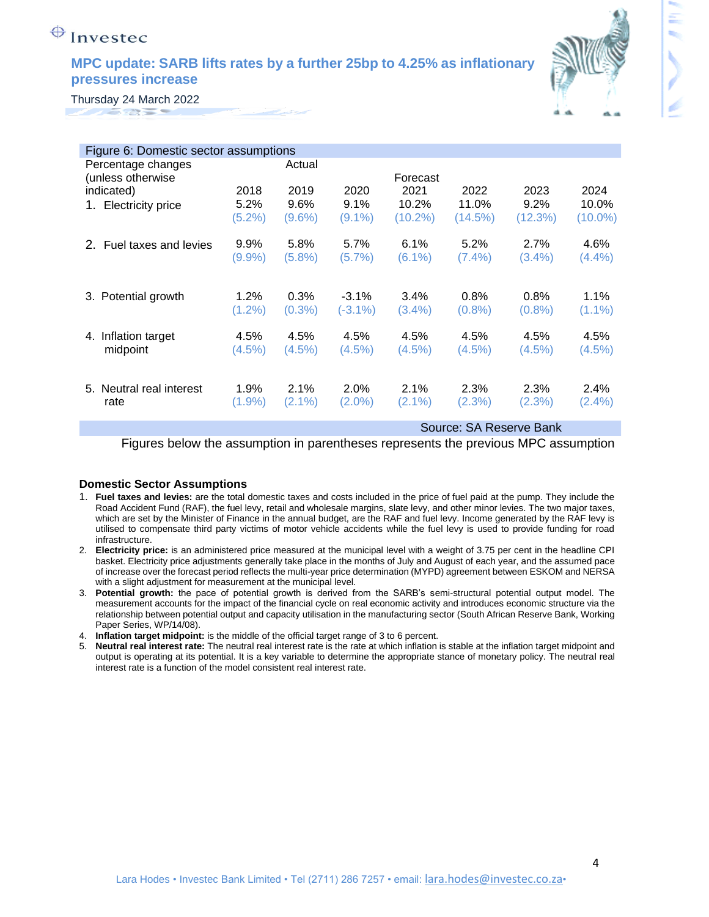Figure 6: Domestic sector assumptions

| Percentage changes (unless otherwise indicated) | Actual 2018 | 2019 | 2020 | Forecast 2021 | 2022 | 2023 | 2024 |
|---|---|---|---|---|---|---|---|
| 1. Electricity price | 5.2% | 9.6% | 9.1% | 10.2% | 11.0% | 9.2% | 10.0% |
| | (5.2%) | (9.6%) | (9.1%) | (10.2%) | (14.5%) | (12.3%) | (10.0%) |
| 2. Fuel taxes and levies | 9.9% | 5.8% | 5.7% | 6.1% | 5.2% | 2.7% | 4.6% |
| | (9.9%) | (5.8%) | (5.7%) | (6.1%) | (7.4%) | (3.4%) | (4.4%) |
| 3. Potential growth | 1.2% | 0.3% | -3.1% | 3.4% | 0.8% | 0.8% | 1.1% |
| | (1.2%) | (0.3%) | (-3.1%) | (3.4%) | (0.8%) | (0.8%) | (1.1%) |
| 4. Inflation target midpoint | 4.5% | 4.5% | 4.5% | 4.5% | 4.5% | 4.5% | 4.5% |
| | (4.5%) | (4.5%) | (4.5%) | (4.5%) | (4.5%) | (4.5%) | (4.5%) |
| 5. Neutral real interest rate | 1.9% | 2.1% | 2.0% | 2.1% | 2.3% | 2.3% | 2.4% |
| | (1.9%) | (2.1%) | (2.0%) | (2.1%) | (2.3%) | (2.3%) | (2.4%) |

Source: SA Reserve Bank

Figures below the assumption in parentheses represents the previous MPC assumption

**Domestic Sector Assumptions**

1. **Fuel taxes and levies:** are the total domestic taxes and costs included in the price of fuel paid at the pump. They include the Road Accident Fund (RAF), the fuel levy, retail and wholesale margins, slate levy, and other minor levies. The two major taxes, which are set by the Minister of Finance in the annual budget, are the RAF and fuel levy. Income generated by the RAF levy is utilised to compensate third party victims of motor vehicle accidents while the fuel levy is used to provide funding for road infrastructure.
2. **Electricity price:** is an administered price measured at the municipal level with a weight of 3.75 per cent in the headline CPI basket. Electricity price adjustments generally take place in the months of July and August of each year, and the assumed pace of increase over the forecast period reflects the multi-year price determination (MYPD) agreement between ESKOM and NERSA with a slight adjustment for measurement at the municipal level.
3. **Potential growth:** the pace of potential growth is derived from the SARB's semi-structural potential output model. The measurement accounts for the impact of the financial cycle on real economic activity and introduces economic structure via the relationship between potential output and capacity utilisation in the manufacturing sector (South African Reserve Bank, Working Paper Series, WP/14/08).
4. **Inflation target midpoint:** is the middle of the official target range of 3 to 6 percent.
5. **Neutral real interest rate:** The neutral real interest rate is the rate at which inflation is stable at the inflation target midpoint and output is operating at its potential. It is a key variable to determine the appropriate stance of monetary policy. The neutral real interest rate is a function of the model consistent real interest rate.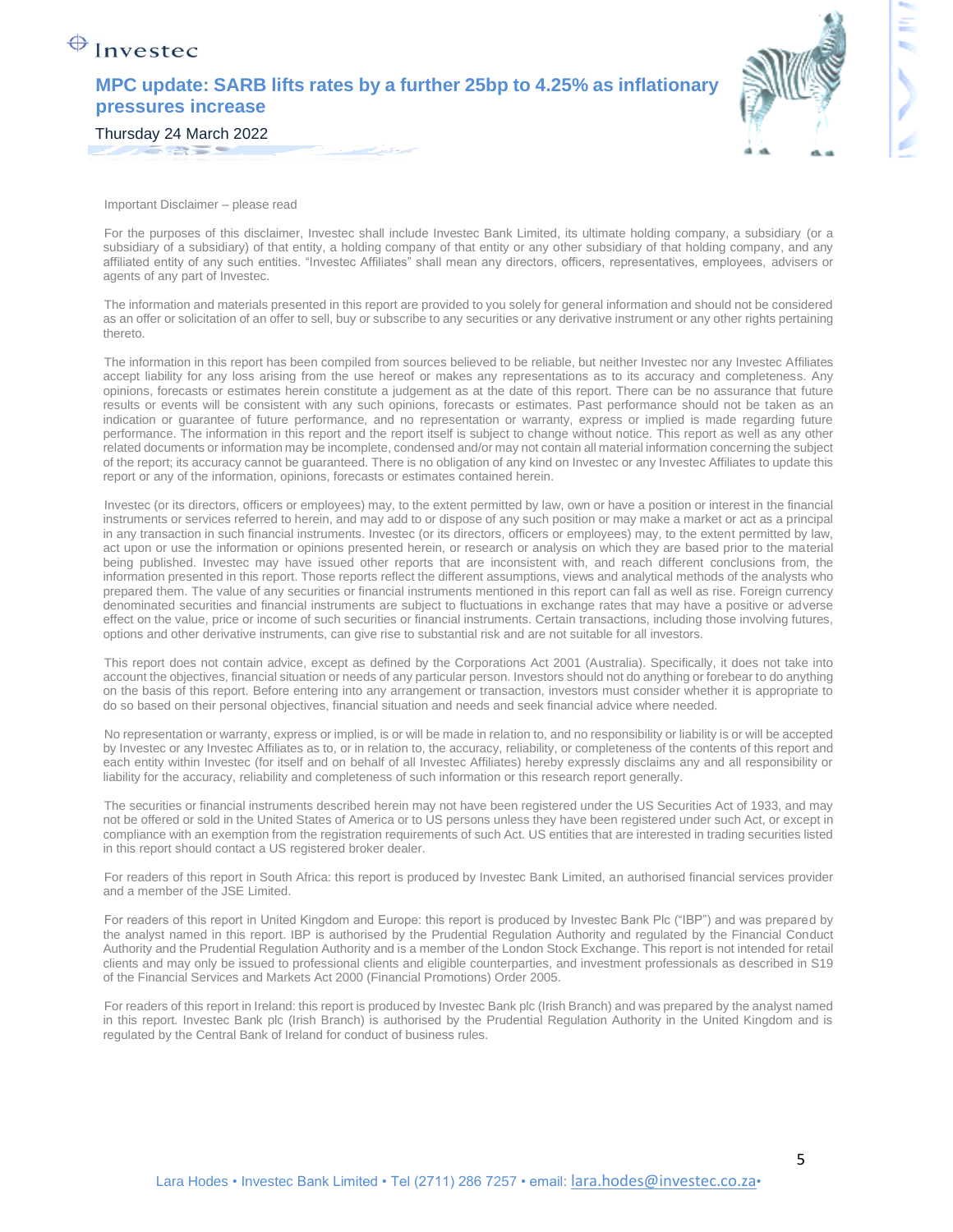Important Disclaimer – please read

For the purposes of this disclaimer, Investec shall include Investec Bank Limited, its ultimate holding company, a subsidiary (or a subsidiary of a subsidiary) of that entity, a holding company of that entity or any other subsidiary of that holding company, and any affiliated entity of any such entities. "Investec Affiliates" shall mean any directors, officers, representatives, employees, advisers or agents of any part of Investec.

The information and materials presented in this report are provided to you solely for general information and should not be considered as an offer or solicitation of an offer to sell, buy or subscribe to any securities or any derivative instrument or any other rights pertaining thereto.

The information in this report has been compiled from sources believed to be reliable, but neither Investec nor any Investec Affiliates accept liability for any loss arising from the use hereof or makes any representations as to its accuracy and completeness. Any opinions, forecasts or estimates herein constitute a judgement as at the date of this report. There can be no assurance that future results or events will be consistent with any such opinions, forecasts or estimates. Past performance should not be taken as an indication or guarantee of future performance, and no representation or warranty, express or implied is made regarding future performance. The information in this report and the report itself is subject to change without notice. This report as well as any other related documents or information may be incomplete, condensed and/or may not contain all material information concerning the subject of the report; its accuracy cannot be guaranteed. There is no obligation of any kind on Investec or any Investec Affiliates to update this report or any of the information, opinions, forecasts or estimates contained herein.

Investec (or its directors, officers or employees) may, to the extent permitted by law, own or have a position or interest in the financial instruments or services referred to herein, and may add to or dispose of any such position or may make a market or act as a principal in any transaction in such financial instruments. Investec (or its directors, officers or employees) may, to the extent permitted by law, act upon or use the information or opinions presented herein, or research or analysis on which they are based prior to the material being published. Investec may have issued other reports that are inconsistent with, and reach different conclusions from, the information presented in this report. Those reports reflect the different assumptions, views and analytical methods of the analysts who prepared them. The value of any securities or financial instruments mentioned in this report can fall as well as rise. Foreign currency denominated securities and financial instruments are subject to fluctuations in exchange rates that may have a positive or adverse effect on the value, price or income of such securities or financial instruments. Certain transactions, including those involving futures, options and other derivative instruments, can give rise to substantial risk and are not suitable for all investors.

This report does not contain advice, except as defined by the Corporations Act 2001 (Australia). Specifically, it does not take into account the objectives, financial situation or needs of any particular person. Investors should not do anything or forebear to do anything on the basis of this report. Before entering into any arrangement or transaction, investors must consider whether it is appropriate to do so based on their personal objectives, financial situation and needs and seek financial advice where needed.

No representation or warranty, express or implied, is or will be made in relation to, and no responsibility or liability is or will be accepted by Investec or any Investec Affiliates as to, or in relation to, the accuracy, reliability, or completeness of the contents of this report and each entity within Investec (for itself and on behalf of all Investec Affiliates) hereby expressly disclaims any and all responsibility or liability for the accuracy, reliability and completeness of such information or this research report generally.

The securities or financial instruments described herein may not have been registered under the US Securities Act of 1933, and may not be offered or sold in the United States of America or to US persons unless they have been registered under such Act, or except in compliance with an exemption from the registration requirements of such Act. US entities that are interested in trading securities listed in this report should contact a US registered broker dealer.

For readers of this report in South Africa: this report is produced by Investec Bank Limited, an authorised financial services provider and a member of the JSE Limited.

For readers of this report in United Kingdom and Europe: this report is produced by Investec Bank Plc ("IBP") and was prepared by the analyst named in this report. IBP is authorised by the Prudential Regulation Authority and regulated by the Financial Conduct Authority and the Prudential Regulation Authority and is a member of the London Stock Exchange. This report is not intended for retail clients and may only be issued to professional clients and eligible counterparties, and investment professionals as described in S19 of the Financial Services and Markets Act 2000 (Financial Promotions) Order 2005.

For readers of this report in Ireland: this report is produced by Investec Bank plc (Irish Branch) and was prepared by the analyst named in this report. Investec Bank plc (Irish Branch) is authorised by the Prudential Regulation Authority in the United Kingdom and is regulated by the Central Bank of Ireland for conduct of business rules.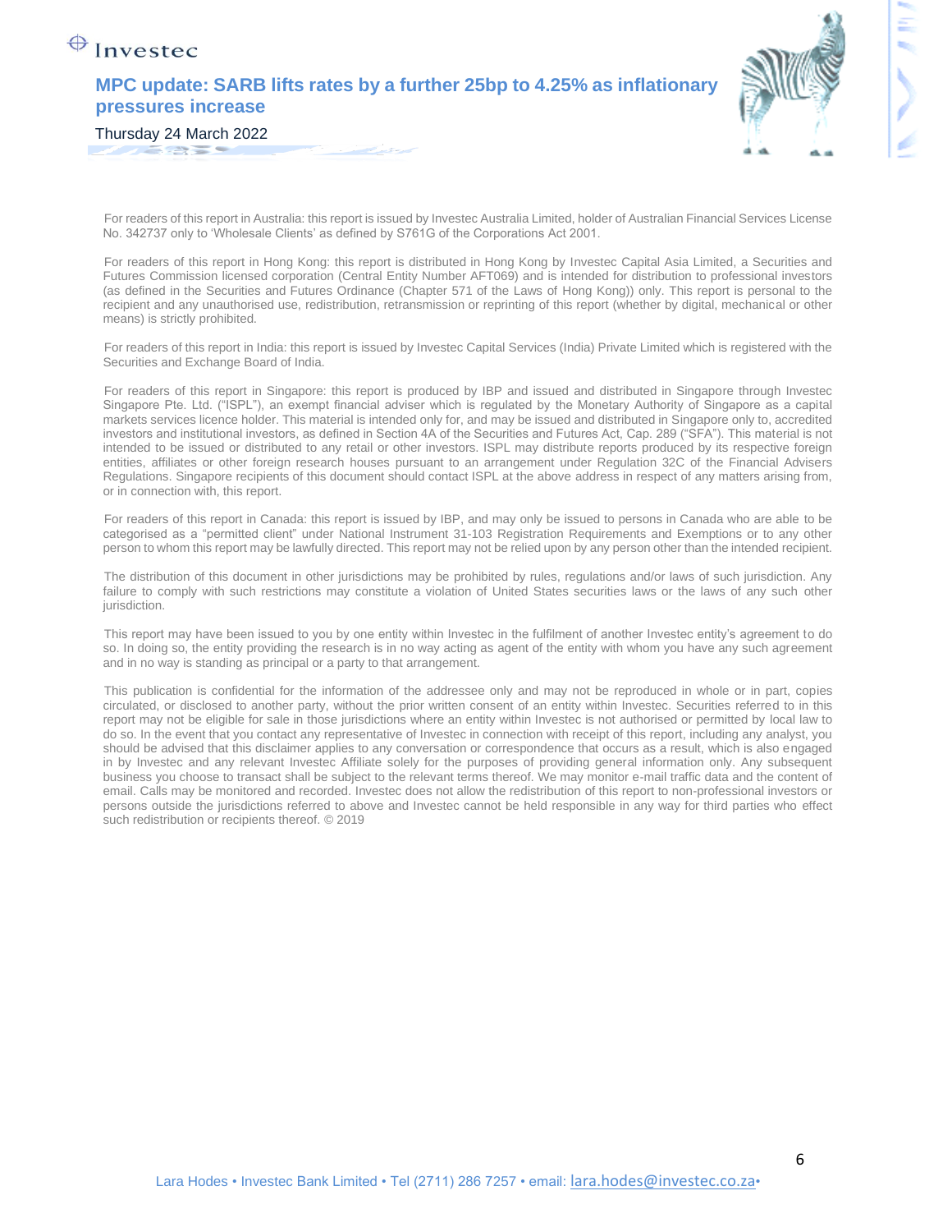For readers of this report in Australia: this report is issued by Investec Australia Limited, holder of Australian Financial Services License No. 342737 only to 'Wholesale Clients' as defined by S761G of the Corporations Act 2001.

For readers of this report in Hong Kong: this report is distributed in Hong Kong by Investec Capital Asia Limited, a Securities and Futures Commission licensed corporation (Central Entity Number AFT069) and is intended for distribution to professional investors (as defined in the Securities and Futures Ordinance (Chapter 571 of the Laws of Hong Kong)) only. This report is personal to the recipient and any unauthorised use, redistribution, retransmission or reprinting of this report (whether by digital, mechanical or other means) is strictly prohibited.

For readers of this report in India: this report is issued by Investec Capital Services (India) Private Limited which is registered with the Securities and Exchange Board of India.

For readers of this report in Singapore: this report is produced by IBP and issued and distributed in Singapore through Investec Singapore Pte. Ltd. ("ISPL"), an exempt financial adviser which is regulated by the Monetary Authority of Singapore as a capital markets services licence holder. This material is intended only for, and may be issued and distributed in Singapore only to, accredited investors and institutional investors, as defined in Section 4A of the Securities and Futures Act, Cap. 289 ("SFA"). This material is not intended to be issued or distributed to any retail or other investors. ISPL may distribute reports produced by its respective foreign entities, affiliates or other foreign research houses pursuant to an arrangement under Regulation 32C of the Financial Advisers Regulations. Singapore recipients of this document should contact ISPL at the above address in respect of any matters arising from, or in connection with, this report.

For readers of this report in Canada: this report is issued by IBP, and may only be issued to persons in Canada who are able to be categorised as a "permitted client" under National Instrument 31-103 Registration Requirements and Exemptions or to any other person to whom this report may be lawfully directed. This report may not be relied upon by any person other than the intended recipient.

The distribution of this document in other jurisdictions may be prohibited by rules, regulations and/or laws of such jurisdiction. Any failure to comply with such restrictions may constitute a violation of United States securities laws or the laws of any such other jurisdiction.

This report may have been issued to you by one entity within Investec in the fulfilment of another Investec entity's agreement to do so. In doing so, the entity providing the research is in no way acting as agent of the entity with whom you have any such agreement and in no way is standing as principal or a party to that arrangement.

This publication is confidential for the information of the addressee only and may not be reproduced in whole or in part, copies circulated, or disclosed to another party, without the prior written consent of an entity within Investec. Securities referred to in this report may not be eligible for sale in those jurisdictions where an entity within Investec is not authorised or permitted by local law to do so. In the event that you contact any representative of Investec in connection with receipt of this report, including any analyst, you should be advised that this disclaimer applies to any conversation or correspondence that occurs as a result, which is also engaged in by Investec and any relevant Investec Affiliate solely for the purposes of providing general information only. Any subsequent business you choose to transact shall be subject to the relevant terms thereof. We may monitor e-mail traffic data and the content of email. Calls may be monitored and recorded. Investec does not allow the redistribution of this report to non-professional investors or persons outside the jurisdictions referred to above and Investec cannot be held responsible in any way for third parties who effect such redistribution or recipients thereof. © 2019